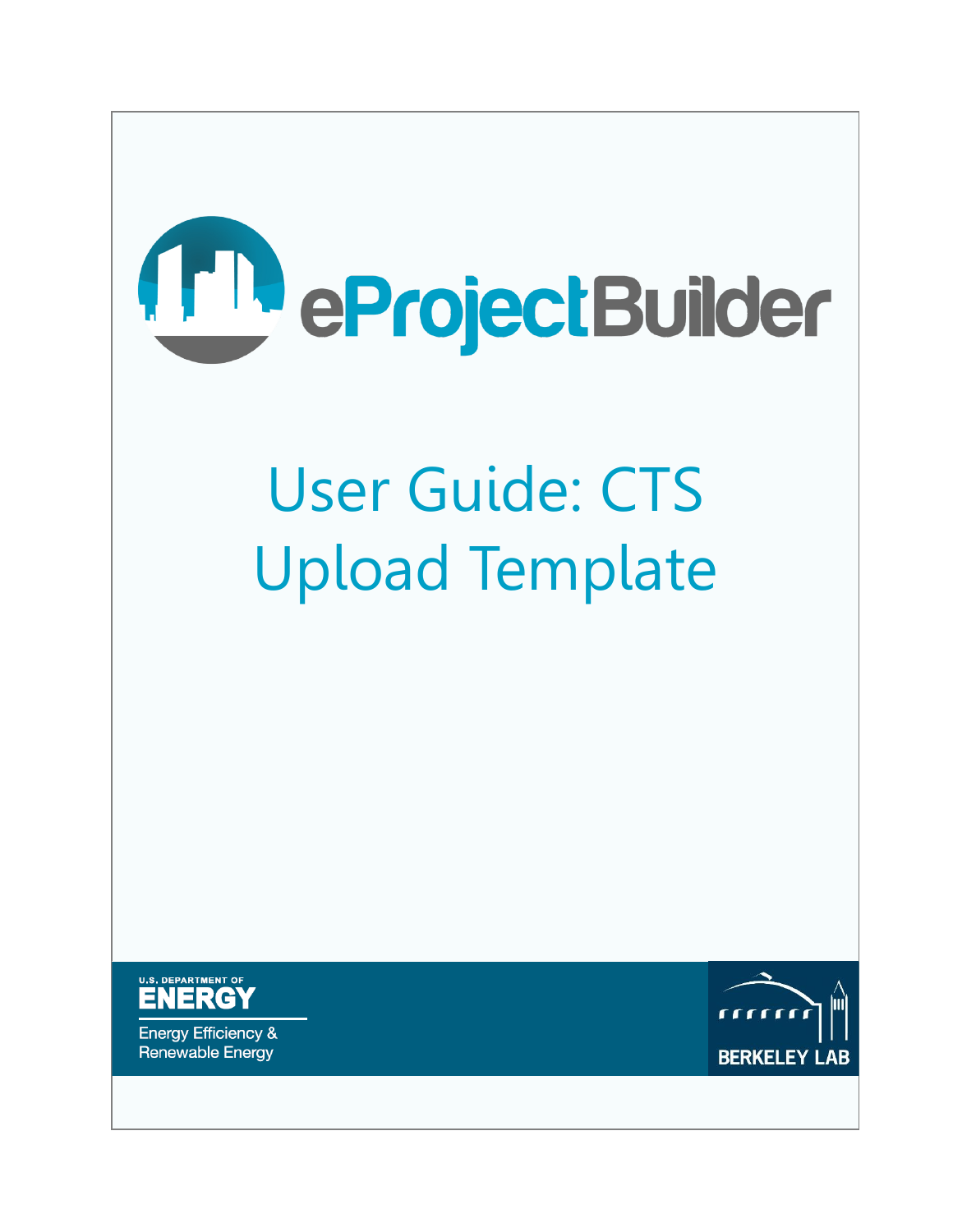# eProjectBuilder

# User Guide: CTS Upload Template

U.S. DEPARTMENT OF ENERGY

Energy Efficiency & Renewable Energy

BERKELEY LAB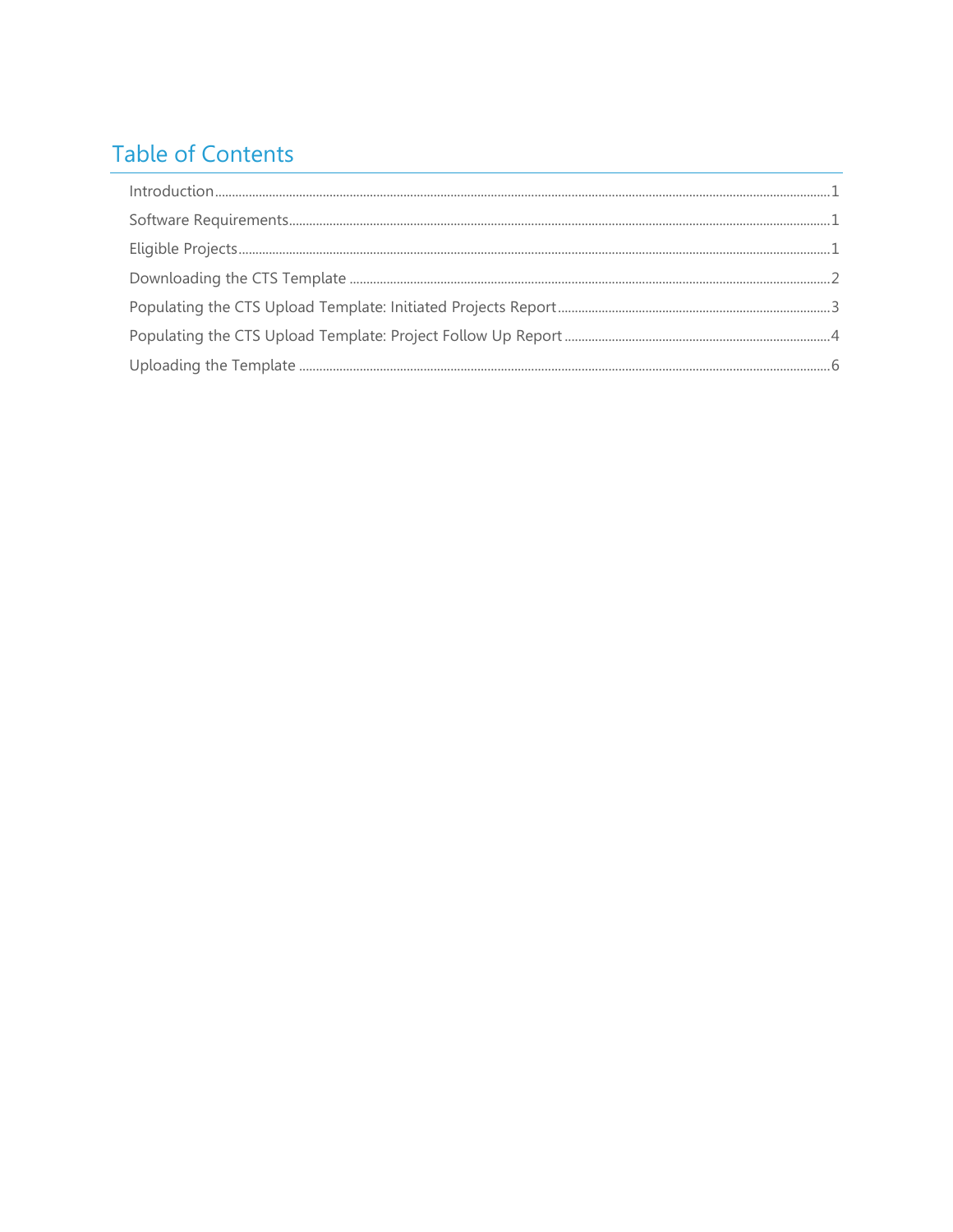# Table of Contents

Introduction .......... 1

Software Requirements .......... 1

Eligible Projects .......... 1

Downloading the CTS Template .......... 2

Populating the CTS Upload Template: Initiated Projects Report .......... 3

Populating the CTS Upload Template: Project Follow Up Report .......... 4

Uploading the Template .......... 6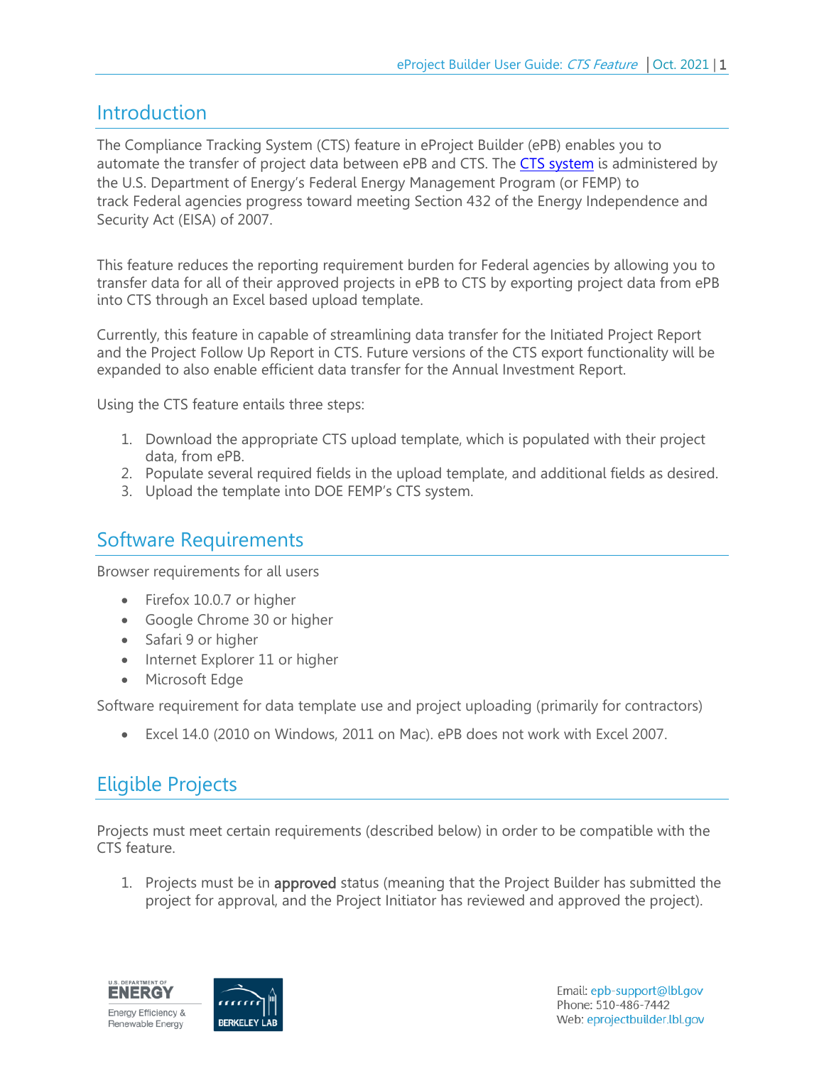## Introduction

The Compliance Tracking System (CTS) feature in eProject Builder (ePB) enables you to automate the transfer of project data between ePB and CTS. The CTS system is administered by the U.S. Department of Energy's Federal Energy Management Program (or FEMP) to track Federal agencies progress toward meeting Section 432 of the Energy Independence and Security Act (EISA) of 2007.

This feature reduces the reporting requirement burden for Federal agencies by allowing you to transfer data for all of their approved projects in ePB to CTS by exporting project data from ePB into CTS through an Excel based upload template.

Currently, this feature in capable of streamlining data transfer for the Initiated Project Report and the Project Follow Up Report in CTS. Future versions of the CTS export functionality will be expanded to also enable efficient data transfer for the Annual Investment Report.

Using the CTS feature entails three steps:

1. Download the appropriate CTS upload template, which is populated with their project data, from ePB.
2. Populate several required fields in the upload template, and additional fields as desired.
3. Upload the template into DOE FEMP's CTS system.

## Software Requirements

Browser requirements for all users

- Firefox 10.0.7 or higher
- Google Chrome 30 or higher
- Safari 9 or higher
- Internet Explorer 11 or higher
- Microsoft Edge

Software requirement for data template use and project uploading (primarily for contractors)

- Excel 14.0 (2010 on Windows, 2011 on Mac). ePB does not work with Excel 2007.

## Eligible Projects

Projects must meet certain requirements (described below) in order to be compatible with the CTS feature.

1. Projects must be in **approved** status (meaning that the Project Builder has submitted the project for approval, and the Project Initiator has reviewed and approved the project).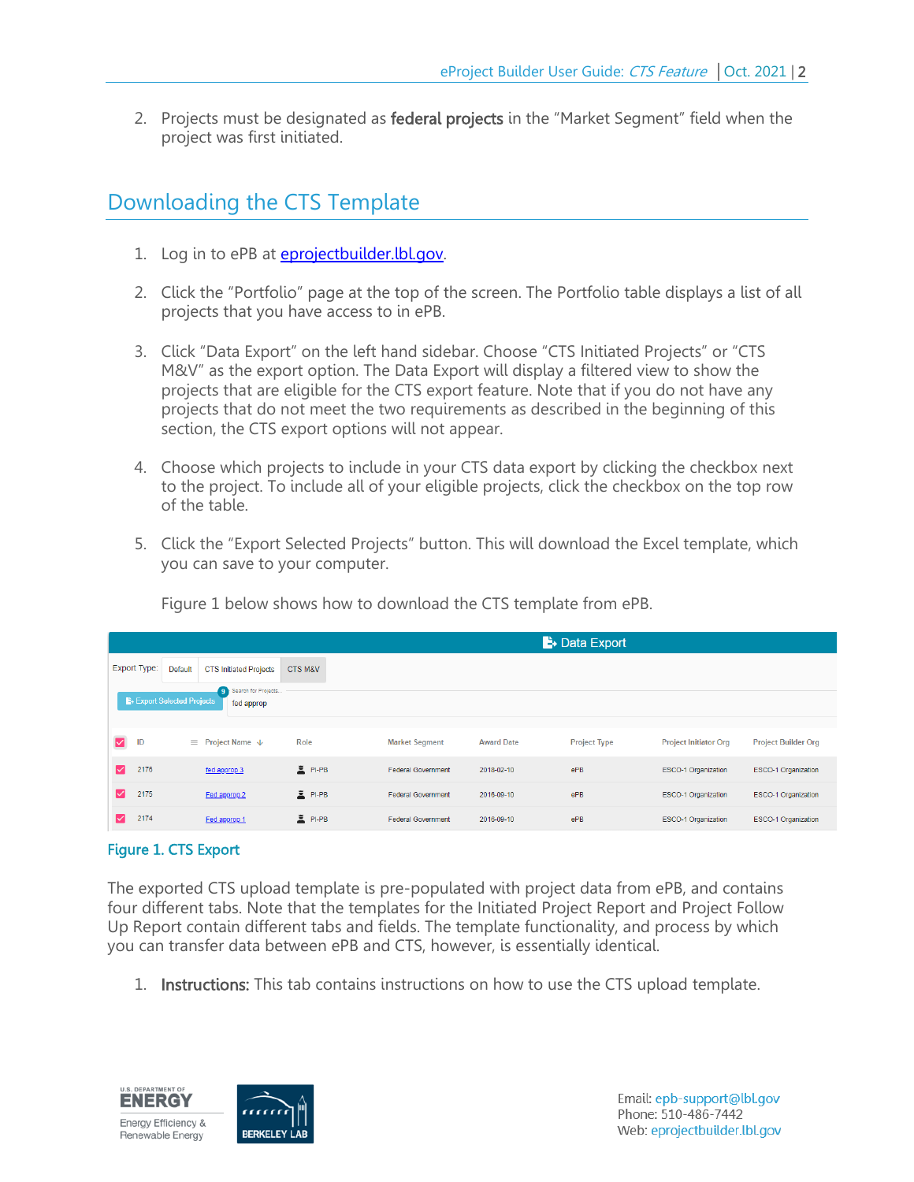2. Projects must be designated as **federal projects** in the "Market Segment" field when the project was first initiated.

## Downloading the CTS Template

1. Log in to ePB at [eprojectbuilder.lbl.gov](eprojectbuilder.lbl.gov).

2. Click the "Portfolio" page at the top of the screen. The Portfolio table displays a list of all projects that you have access to in ePB.

3. Click "Data Export" on the left hand sidebar. Choose "CTS Initiated Projects" or "CTS M&V" as the export option. The Data Export will display a filtered view to show the projects that are eligible for the CTS export feature. Note that if you do not have any projects that do not meet the two requirements as described in the beginning of this section, the CTS export options will not appear.

4. Choose which projects to include in your CTS data export by clicking the checkbox next to the project. To include all of your eligible projects, click the checkbox on the top row of the table.

5. Click the "Export Selected Projects" button. This will download the Excel template, which you can save to your computer.

   Figure 1 below shows how to download the CTS template from ePB.

Data Export

Export Type: Default | CTS Initiated Projects | CTS M&V

Export Selected Projects (9) — Search for Projects... fed approp

| | ID | Project Name | Role | Market Segment | Award Date | Project Type | Project Initiator Org | Project Builder Org |
|---|---|---|---|---|---|---|---|---|
| ☑ | 2176 | fed approp 3 | PI-PB | Federal Government | 2018-02-10 | ePB | ESCO-1 Organization | ESCO-1 Organization |
| ☑ | 2175 | Fed approp 2 | PI-PB | Federal Government | 2016-09-10 | ePB | ESCO-1 Organization | ESCO-1 Organization |
| ☑ | 2174 | Fed approp 1 | PI-PB | Federal Government | 2016-09-10 | ePB | ESCO-1 Organization | ESCO-1 Organization |

**Figure 1. CTS Export**

The exported CTS upload template is pre-populated with project data from ePB, and contains four different tabs. Note that the templates for the Initiated Project Report and Project Follow Up Report contain different tabs and fields. The template functionality, and process by which you can transfer data between ePB and CTS, however, is essentially identical.

1. **Instructions:** This tab contains instructions on how to use the CTS upload template.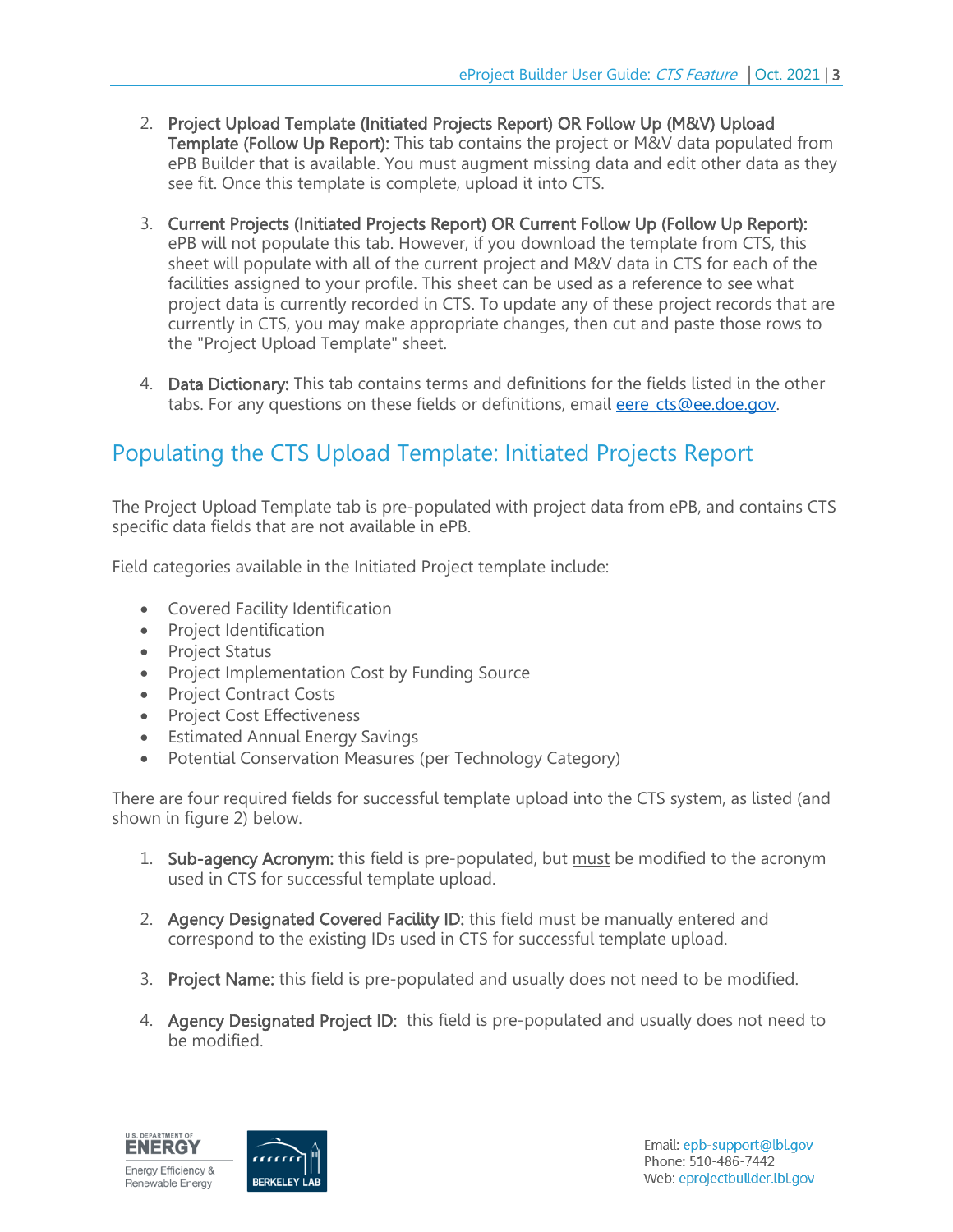2. **Project Upload Template (Initiated Projects Report) OR Follow Up (M&V) Upload Template (Follow Up Report):** This tab contains the project or M&V data populated from ePB Builder that is available. You must augment missing data and edit other data as they see fit. Once this template is complete, upload it into CTS.

3. **Current Projects (Initiated Projects Report) OR Current Follow Up (Follow Up Report):** ePB will not populate this tab. However, if you download the template from CTS, this sheet will populate with all of the current project and M&V data in CTS for each of the facilities assigned to your profile. This sheet can be used as a reference to see what project data is currently recorded in CTS. To update any of these project records that are currently in CTS, you may make appropriate changes, then cut and paste those rows to the "Project Upload Template" sheet.

4. **Data Dictionary:** This tab contains terms and definitions for the fields listed in the other tabs. For any questions on these fields or definitions, email eere_cts@ee.doe.gov.

## Populating the CTS Upload Template: Initiated Projects Report

The Project Upload Template tab is pre-populated with project data from ePB, and contains CTS specific data fields that are not available in ePB.

Field categories available in the Initiated Project template include:

- Covered Facility Identification
- Project Identification
- Project Status
- Project Implementation Cost by Funding Source
- Project Contract Costs
- Project Cost Effectiveness
- Estimated Annual Energy Savings
- Potential Conservation Measures (per Technology Category)

There are four required fields for successful template upload into the CTS system, as listed (and shown in figure 2) below.

1. **Sub-agency Acronym:** this field is pre-populated, but must be modified to the acronym used in CTS for successful template upload.

2. **Agency Designated Covered Facility ID:** this field must be manually entered and correspond to the existing IDs used in CTS for successful template upload.

3. **Project Name:** this field is pre-populated and usually does not need to be modified.

4. **Agency Designated Project ID:** this field is pre-populated and usually does not need to be modified.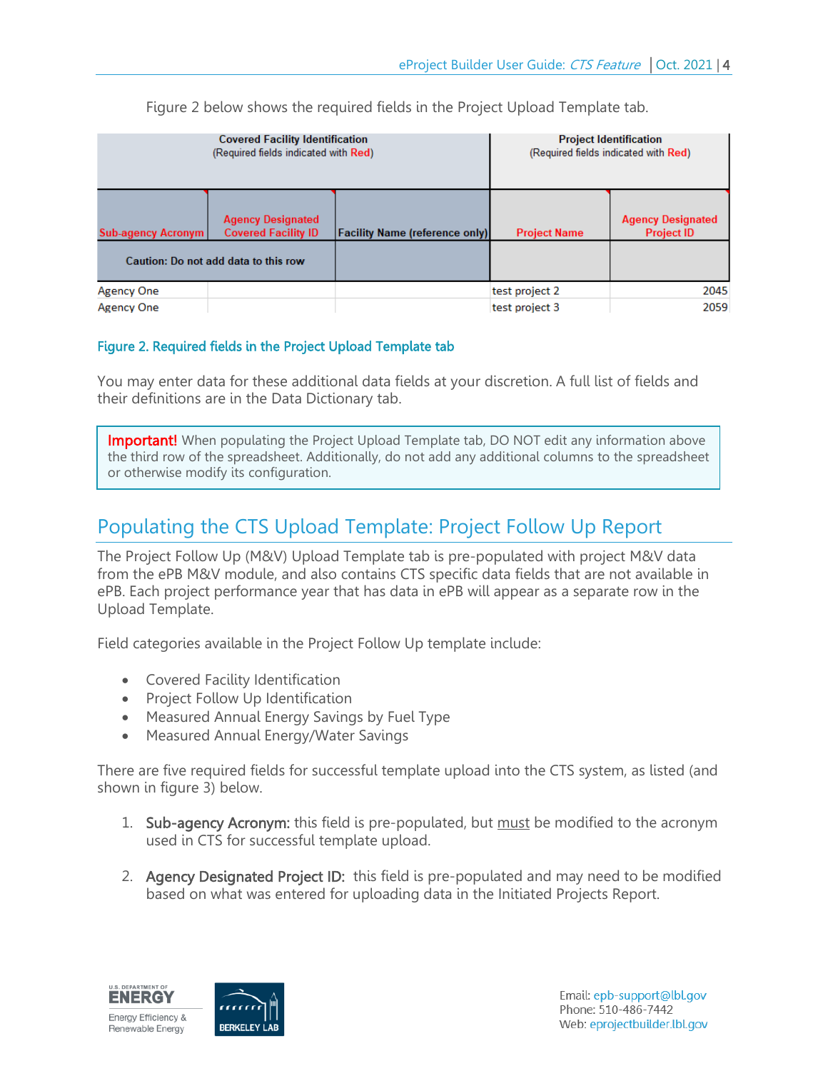Figure 2 below shows the required fields in the Project Upload Template tab.

| Covered Facility Identification (Required fields indicated with Red) | | | Project Identification (Required fields indicated with Red) | |
|---|---|---|---|---|
| Sub-agency Acronym | Agency Designated Covered Facility ID | Facility Name (reference only) | Project Name | Agency Designated Project ID |
| Caution: Do not add data to this row | | | | |
| Agency One | | | test project 2 | 2045 |
| Agency One | | | test project 3 | 2059 |

Figure 2. Required fields in the Project Upload Template tab

You may enter data for these additional data fields at your discretion. A full list of fields and their definitions are in the Data Dictionary tab.

> **Important!** When populating the Project Upload Template tab, DO NOT edit any information above the third row of the spreadsheet. Additionally, do not add any additional columns to the spreadsheet or otherwise modify its configuration.

## Populating the CTS Upload Template: Project Follow Up Report

The Project Follow Up (M&V) Upload Template tab is pre-populated with project M&V data from the ePB M&V module, and also contains CTS specific data fields that are not available in ePB. Each project performance year that has data in ePB will appear as a separate row in the Upload Template.

Field categories available in the Project Follow Up template include:

- Covered Facility Identification
- Project Follow Up Identification
- Measured Annual Energy Savings by Fuel Type
- Measured Annual Energy/Water Savings

There are five required fields for successful template upload into the CTS system, as listed (and shown in figure 3) below.

1. **Sub-agency Acronym:** this field is pre-populated, but <u>must</u> be modified to the acronym used in CTS for successful template upload.

2. **Agency Designated Project ID:** this field is pre-populated and may need to be modified based on what was entered for uploading data in the Initiated Projects Report.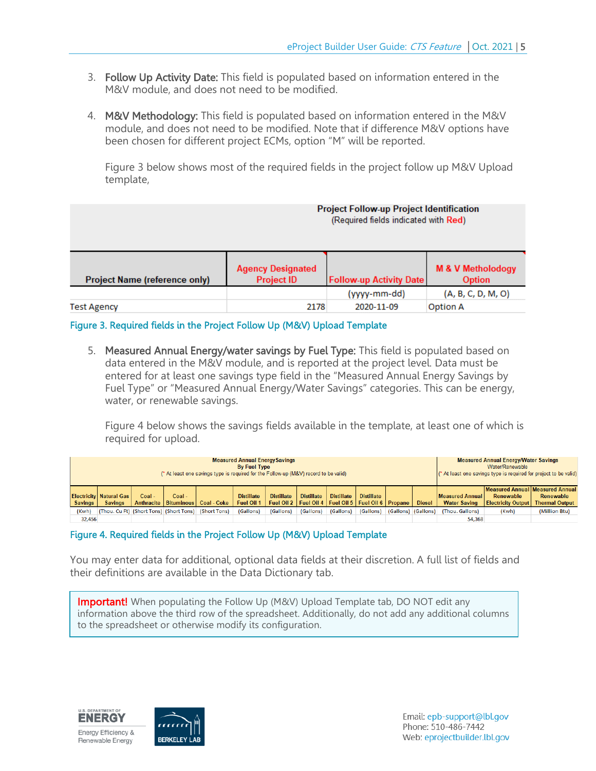3. **Follow Up Activity Date:** This field is populated based on information entered in the M&V module, and does not need to be modified.

4. **M&V Methodology:** This field is populated based on information entered in the M&V module, and does not need to be modified. Note that if difference M&V options have been chosen for different project ECMs, option "M" will be reported.

   Figure 3 below shows most of the required fields in the project follow up M&V Upload template,

| Project Follow-up Project Identification (Required fields indicated with Red) | | | |
|---|---|---|---|
| Project Name (reference only) | Agency Designated Project ID | Follow-up Activity Date | M & V Methodology Option |
| | | (yyyy-mm-dd) | (A, B, C, D, M, O) |
| Test Agency | 2178 | 2020-11-09 | Option A |

Figure 3. Required fields in the Project Follow Up (M&V) Upload Template

5. **Measured Annual Energy/water savings by Fuel Type:** This field is populated based on data entered in the M&V module, and is reported at the project level. Data must be entered for at least one savings type field in the "Measured Annual Energy Savings by Fuel Type" or "Measured Annual Energy/Water Savings" categories. This can be energy, water, or renewable savings.

   Figure 4 below shows the savings fields available in the template, at least one of which is required for upload.

| Measured Annual EnergySavings By Fuel Type (* At least one savings type is required for the Follow-up (M&V) record to be valid) | | | | | | | | | | | | Measured Annual Energy/Water Savings Water/Renewable (* At least one savings type is required for project to be valid) | | |
|---|---|---|---|---|---|---|---|---|---|---|---|---|---|---|
| Electricity Savings | Natural Gas Savings | Coal - Anthracite | Coal - Bituminous | Coal - Coke | Distillate Fuel Oil 1 | Distillate Fuel Oil 2 | Distillate Fuel Oil 4 | Distillate Fuel Oil 5 | Distillate Fuel Oil 6 | Propane | Diesel | Measured Annual Water Saving | Measured Annual Renewable Electricity Output | Measured Annual Renewable Thermal Output |
| (Kwh) | (Thou. Cu Ft) | (Short Tons) | (Short Tons) | (Short Tons) | (Gallons) | (Gallons) | (Gallons) | (Gallons) | (Gallons) | (Gallons) | (Gallons) | (Thou. Gallons) | (Kwh) | (Million Btu) |
| 32,456 | | | | | | | | | | | | 54,368 | | |

Figure 4. Required fields in the Project Follow Up (M&V) Upload Template

You may enter data for additional, optional data fields at their discretion. A full list of fields and their definitions are available in the Data Dictionary tab.

> **Important!** When populating the Follow Up (M&V) Upload Template tab, DO NOT edit any information above the third row of the spreadsheet. Additionally, do not add any additional columns to the spreadsheet or otherwise modify its configuration.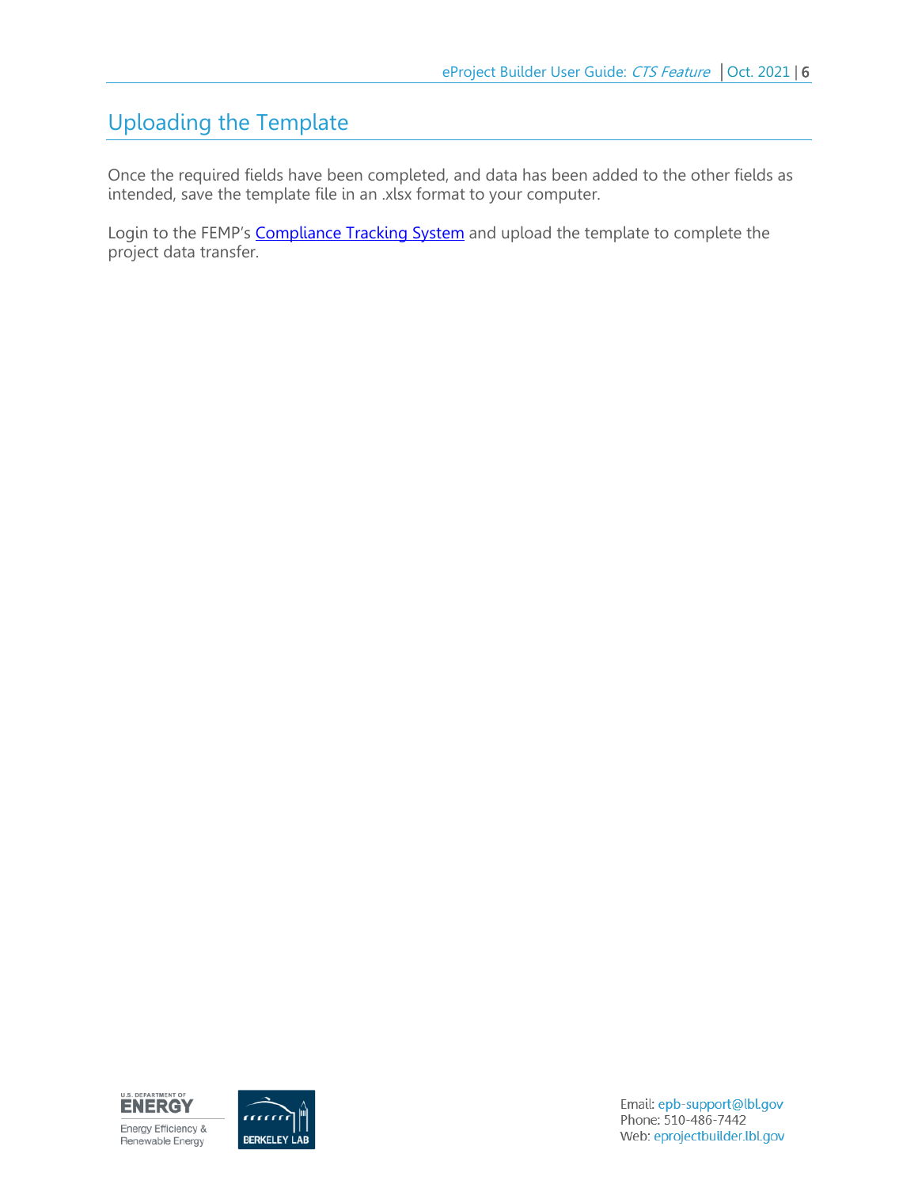## Uploading the Template

Once the required fields have been completed, and data has been added to the other fields as intended, save the template file in an .xlsx format to your computer.

Login to the FEMP's Compliance Tracking System and upload the template to complete the project data transfer.

Email: epb-support@lbl.gov
Phone: 510-486-7442
Web: eprojectbuilder.lbl.gov